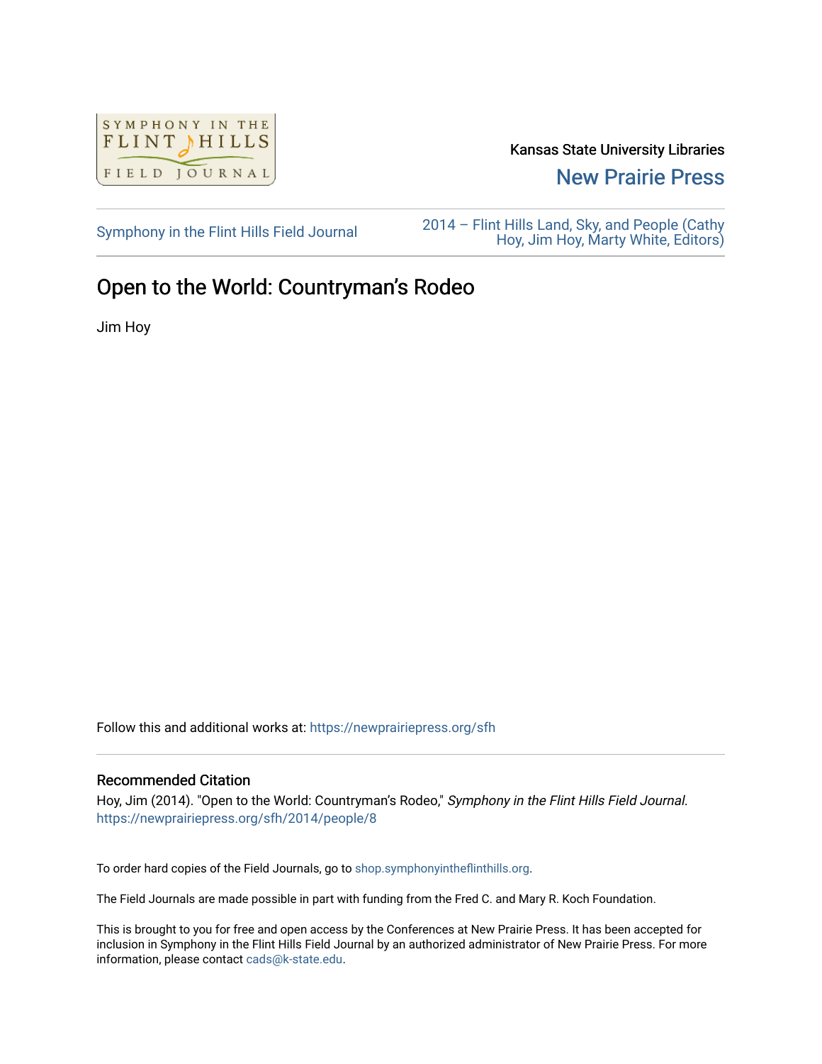Kansas State University Libraries

New Prairie Press

Symphony in the Flint Hills Field Journal

2014 – Flint Hills Land, Sky, and People (Cathy Hoy, Jim Hoy, Marty White, Editors)

# Open to the World: Countryman's Rodeo

Jim Hoy

Follow this and additional works at: https://newprairiepress.org/sfh

## Recommended Citation

Hoy, Jim (2014). "Open to the World: Countryman's Rodeo," *Symphony in the Flint Hills Field Journal*. https://newprairiepress.org/sfh/2014/people/8

To order hard copies of the Field Journals, go to shop.symphonyintheflinthills.org.

The Field Journals are made possible in part with funding from the Fred C. and Mary R. Koch Foundation.

This is brought to you for free and open access by the Conferences at New Prairie Press. It has been accepted for inclusion in Symphony in the Flint Hills Field Journal by an authorized administrator of New Prairie Press. For more information, please contact cads@k-state.edu.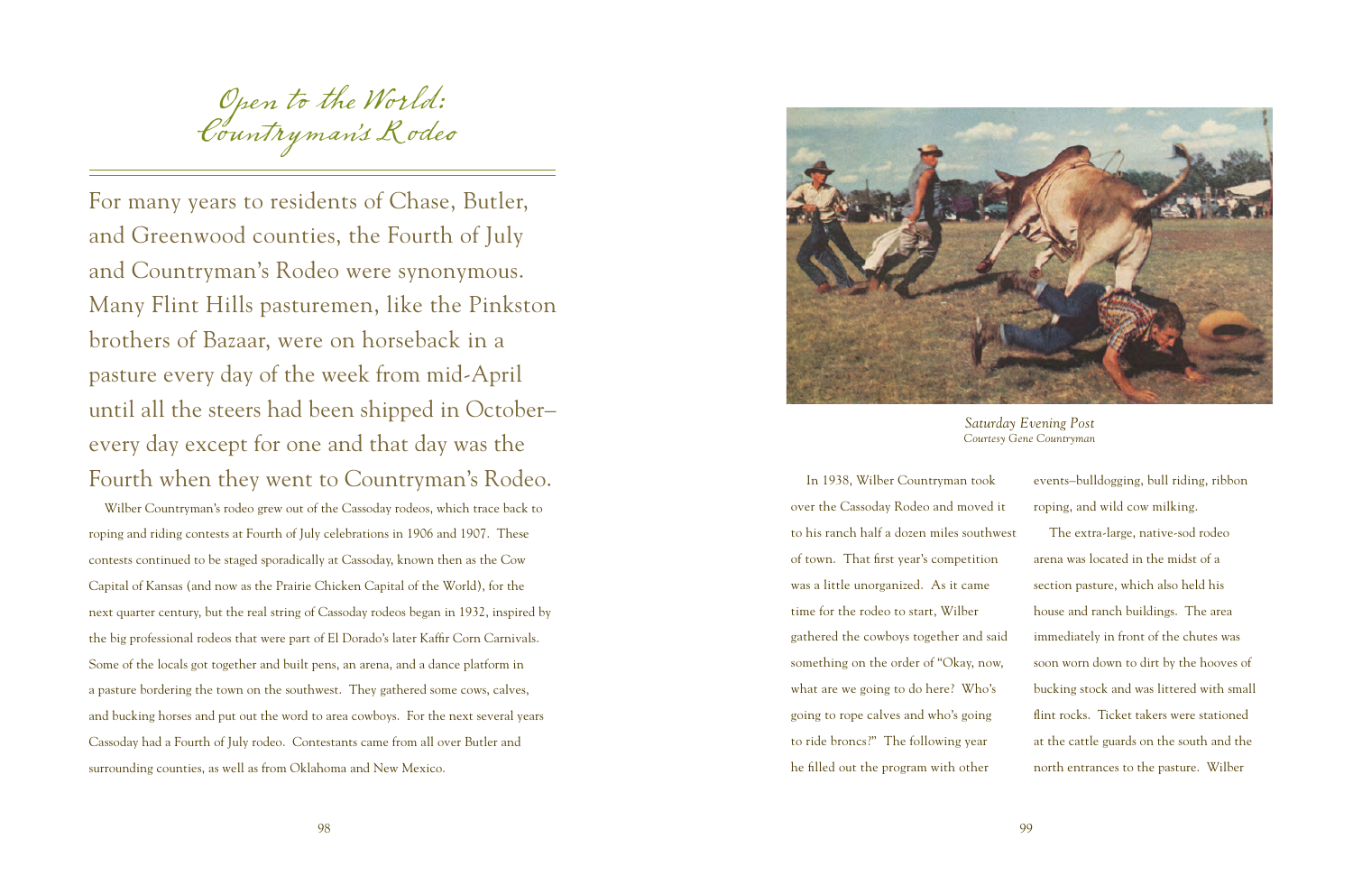# *Open to the World: Countryman's Rodeo*

For many years to residents of Chase, Butler, and Greenwood counties, the Fourth of July and Countryman's Rodeo were synonymous. Many Flint Hills pasturemen, like the Pinkston brothers of Bazaar, were on horseback in a pasture every day of the week from mid-April until all the steers had been shipped in October–every day except for one and that day was the Fourth when they went to Countryman's Rodeo.

Wilber Countryman's rodeo grew out of the Cassoday rodeos, which trace back to roping and riding contests at Fourth of July celebrations in 1906 and 1907. These contests continued to be staged sporadically at Cassoday, known then as the Cow Capital of Kansas (and now as the Prairie Chicken Capital of the World), for the next quarter century, but the real string of Cassoday rodeos began in 1932, inspired by the big professional rodeos that were part of El Dorado's later Kaffir Corn Carnivals. Some of the locals got together and built pens, an arena, and a dance platform in a pasture bordering the town on the southwest. They gathered some cows, calves, and bucking horses and put out the word to area cowboys. For the next several years Cassoday had a Fourth of July rodeo. Contestants came from all over Butler and surrounding counties, as well as from Oklahoma and New Mexico.

*Saturday Evening Post*
*Courtesy Gene Countryman*

In 1938, Wilber Countryman took over the Cassoday Rodeo and moved it to his ranch half a dozen miles southwest of town. That first year's competition was a little unorganized. As it came time for the rodeo to start, Wilber gathered the cowboys together and said something on the order of "Okay, now, what are we going to do here? Who's going to rope calves and who's going to ride broncs?" The following year he filled out the program with other events–bulldogging, bull riding, ribbon roping, and wild cow milking.

The extra-large, native-sod rodeo arena was located in the midst of a section pasture, which also held his house and ranch buildings. The area immediately in front of the chutes was soon worn down to dirt by the hooves of bucking stock and was littered with small flint rocks. Ticket takers were stationed at the cattle guards on the south and the north entrances to the pasture. Wilber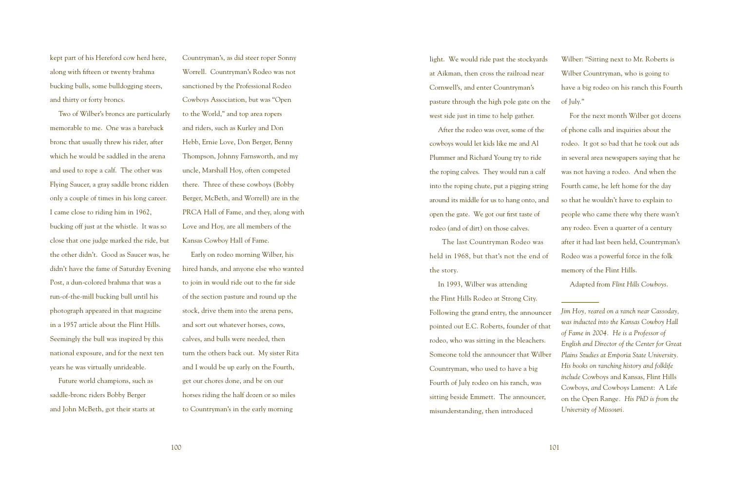kept part of his Hereford cow herd here, along with fifteen or twenty brahma bucking bulls, some bulldogging steers, and thirty or forty broncs.

Two of Wilber's broncs are particularly memorable to me. One was a bareback bronc that usually threw his rider, after which he would be saddled in the arena and used to rope a calf. The other was Flying Saucer, a gray saddle bronc ridden only a couple of times in his long career. I came close to riding him in 1962, bucking off just at the whistle. It was so close that one judge marked the ride, but the other didn't. Good as Saucer was, he didn't have the fame of Saturday Evening Post, a dun-colored brahma that was a run-of-the-mill bucking bull until his photograph appeared in that magazine in a 1957 article about the Flint Hills. Seemingly the bull was inspired by this national exposure, and for the next ten years he was virtually unrideable.

Future world champions, such as saddle-bronc riders Bobby Berger and John McBeth, got their starts at Countryman's, as did steer roper Sonny Worrell. Countryman's Rodeo was not sanctioned by the Professional Rodeo Cowboys Association, but was "Open to the World," and top area ropers and riders, such as Kurley and Don Hebb, Ernie Love, Don Berger, Benny Thompson, Johnny Farnsworth, and my uncle, Marshall Hoy, often competed there. Three of these cowboys (Bobby Berger, McBeth, and Worrell) are in the PRCA Hall of Fame, and they, along with Love and Hoy, are all members of the Kansas Cowboy Hall of Fame.

Early on rodeo morning Wilber, his hired hands, and anyone else who wanted to join in would ride out to the far side of the section pasture and round up the stock, drive them into the arena pens, and sort out whatever horses, cows, calves, and bulls were needed, then turn the others back out. My sister Rita and I would be up early on the Fourth, get our chores done, and be on our horses riding the half dozen or so miles to Countryman's in the early morning light. We would ride past the stockyards at Aikman, then cross the railroad near Cornwell's, and enter Countryman's pasture through the high pole gate on the west side just in time to help gather.

After the rodeo was over, some of the cowboys would let kids like me and Al Plummer and Richard Young try to ride the roping calves. They would run a calf into the roping chute, put a pigging string around its middle for us to hang onto, and open the gate. We got our first taste of rodeo (and of dirt) on those calves.

The last Countryman Rodeo was held in 1968, but that's not the end of the story.

In 1993, Wilber was attending the Flint Hills Rodeo at Strong City. Following the grand entry, the announcer pointed out E.C. Roberts, founder of that rodeo, who was sitting in the bleachers. Someone told the announcer that Wilber Countryman, who used to have a big Fourth of July rodeo on his ranch, was sitting beside Emmett. The announcer, misunderstanding, then introduced Wilber: "Sitting next to Mr. Roberts is Wilber Countryman, who is going to have a big rodeo on his ranch this Fourth of July."

For the next month Wilber got dozens of phone calls and inquiries about the rodeo. It got so bad that he took out ads in several area newspapers saying that he was not having a rodeo. And when the Fourth came, he left home for the day so that he wouldn't have to explain to people who came there why there wasn't any rodeo. Even a quarter of a century after it had last been held, Countryman's Rodeo was a powerful force in the folk memory of the Flint Hills.

Adapted from *Flint Hills Cowboys*.

---

*Jim Hoy, reared on a ranch near Cassoday, was inducted into the Kansas Cowboy Hall of Fame in 2004. He is a Professor of English and Director of the Center for Great Plains Studies at Emporia State University. His books on ranching history and folklife include* Cowboys and Kansas, Flint Hills Cowboys, *and* Cowboys Lament: A Life on the Open Range. *His PhD is from the University of Missouri.*